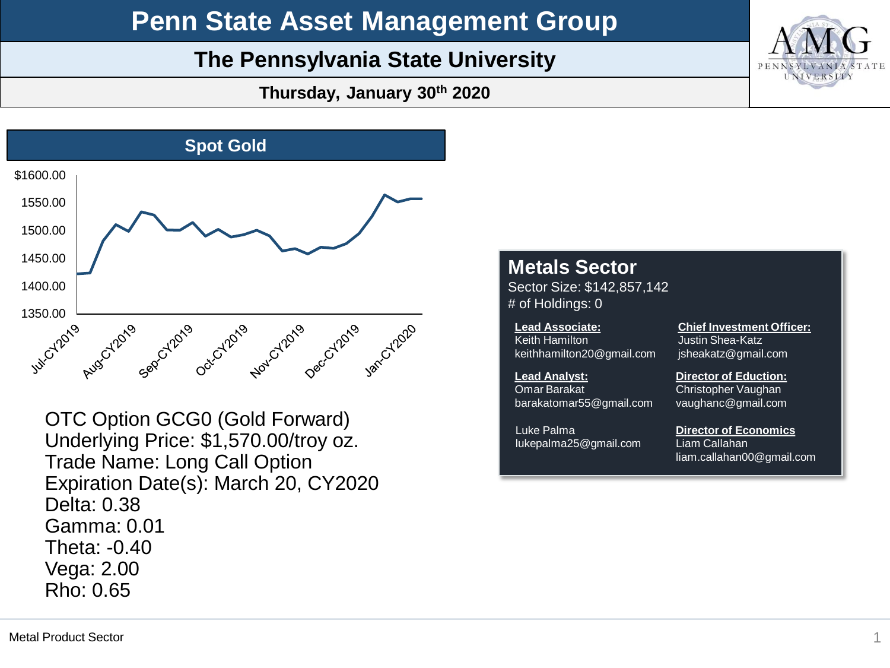# Penn State Asset Management Group

## The Pennsylvania State University

**Thursday, January 30th 2020**

### Spot Gold

OTC Option GCG0 (Gold Forward)
Underlying Price: $1,570.00/troy oz.
Trade Name: Long Call Option
Expiration Date(s): March 20, CY2020
Delta: 0.38
Gamma: 0.01
Theta: -0.40
Vega: 2.00
Rho: 0.65

### Metals Sector

Sector Size: $142,857,142
# of Holdings: 0

**Lead Associate:**
Keith Hamilton
keithhamilton20@gmail.com

**Chief Investment Officer:**
Justin Shea-Katz
jsheakatz@gmail.com

**Lead Analyst:**
Omar Barakat
barakatomar55@gmail.com

**Director of Eduction:**
Christopher Vaughan
vaughanc@gmail.com

Luke Palma
lukepalma25@gmail.com

**Director of Economics**
Liam Callahan
liam.callahan00@gmail.com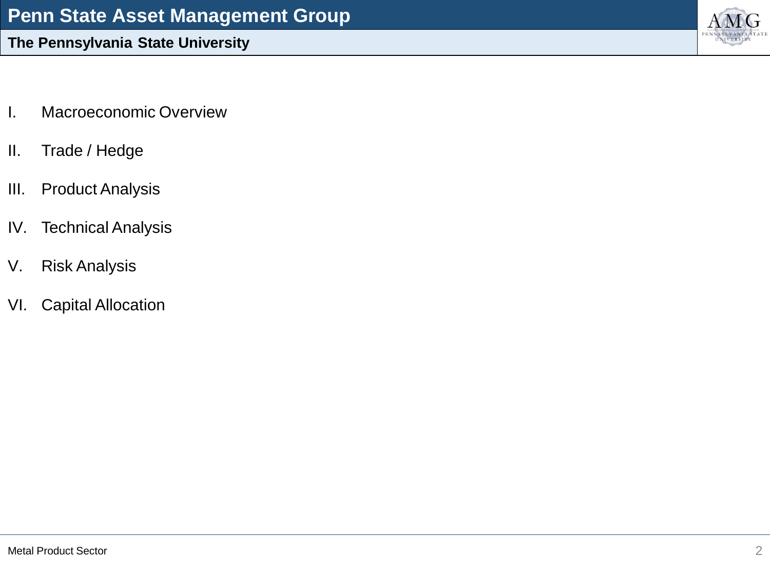I. Macroeconomic Overview

II. Trade / Hedge

III. Product Analysis

IV. Technical Analysis

V. Risk Analysis

VI. Capital Allocation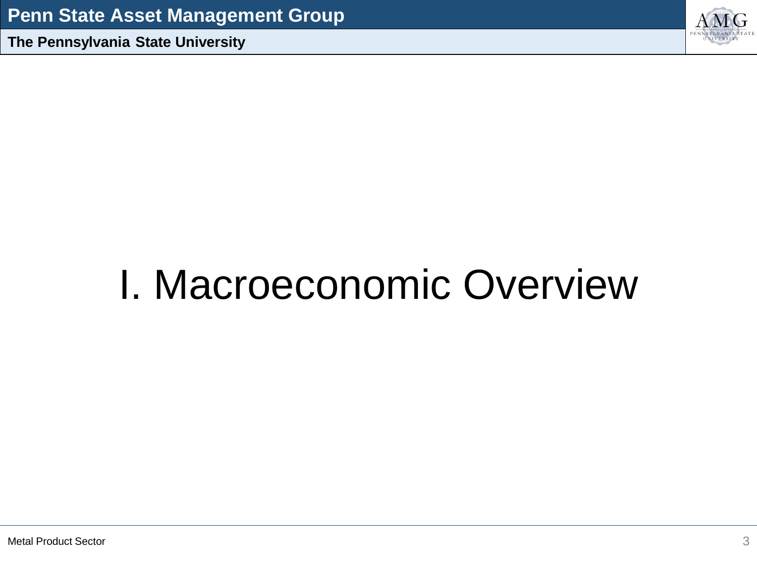# I. Macroeconomic Overview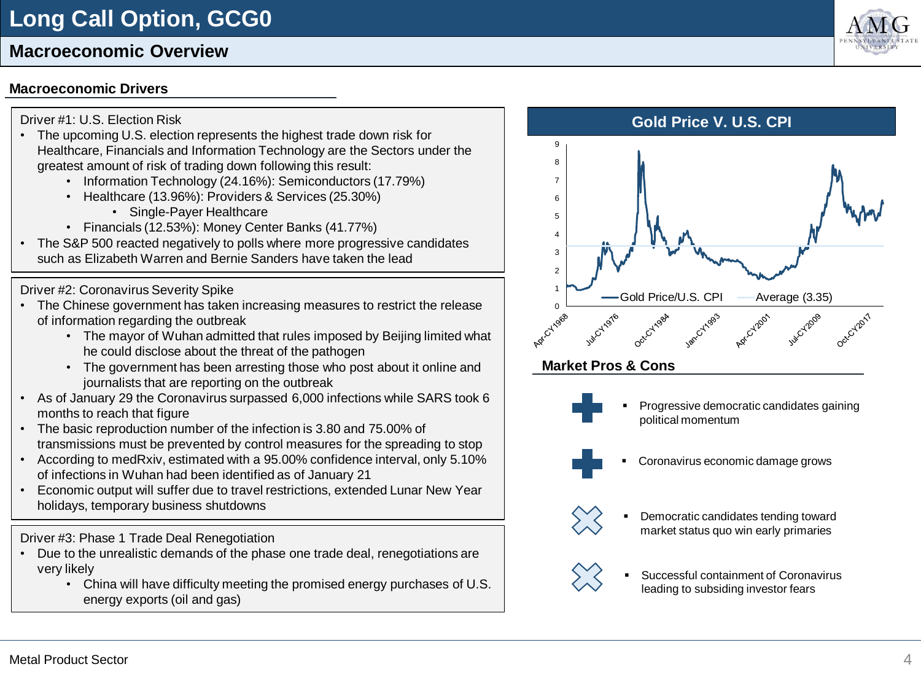# Long Call Option, GCG0

## Macroeconomic Overview

### Macroeconomic Drivers

Driver #1: U.S. Election Risk

- The upcoming U.S. election represents the highest trade down risk for Healthcare, Financials and Information Technology are the Sectors under the greatest amount of risk of trading down following this result:
  - Information Technology (24.16%): Semiconductors (17.79%)
  - Healthcare (13.96%): Providers & Services (25.30%)
    - Single-Payer Healthcare
  - Financials (12.53%): Money Center Banks (41.77%)
- The S&P 500 reacted negatively to polls where more progressive candidates such as Elizabeth Warren and Bernie Sanders have taken the lead

Driver #2: Coronavirus Severity Spike

- The Chinese government has taken increasing measures to restrict the release of information regarding the outbreak
  - The mayor of Wuhan admitted that rules imposed by Beijing limited what he could disclose about the threat of the pathogen
  - The government has been arresting those who post about it online and journalists that are reporting on the outbreak
- As of January 29 the Coronavirus surpassed 6,000 infections while SARS took 6 months to reach that figure
- The basic reproduction number of the infection is 3.80 and 75.00% of transmissions must be prevented by control measures for the spreading to stop
- According to medRxiv, estimated with a 95.00% confidence interval, only 5.10% of infections in Wuhan had been identified as of January 21
- Economic output will suffer due to travel restrictions, extended Lunar New Year holidays, temporary business shutdowns

Driver #3: Phase 1 Trade Deal Renegotiation

- Due to the unrealistic demands of the phase one trade deal, renegotiations are very likely
  - China will have difficulty meeting the promised energy purchases of U.S. energy exports (oil and gas)

### Gold Price V. U.S. CPI

Legend: Gold Price/U.S. CPI; Average (3.35)

Y-axis: 0–9. X-axis: Apr-CY1968, Jul-CY1976, Oct-CY1984, Jan-CY1993, Apr-CY2001, Jul-CY2009, Oct-CY2017

### Market Pros & Cons

Pros:
- Progressive democratic candidates gaining political momentum
- Coronavirus economic damage grows

Cons:
- Democratic candidates tending toward market status quo win early primaries
- Successful containment of Coronavirus leading to subsiding investor fears

Metal Product Sector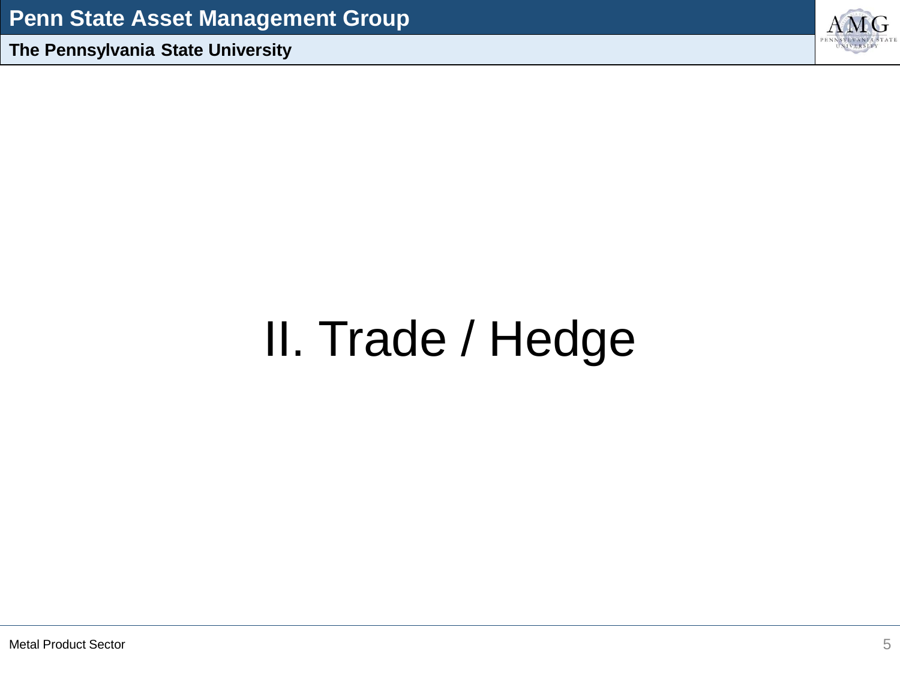# II. Trade / Hedge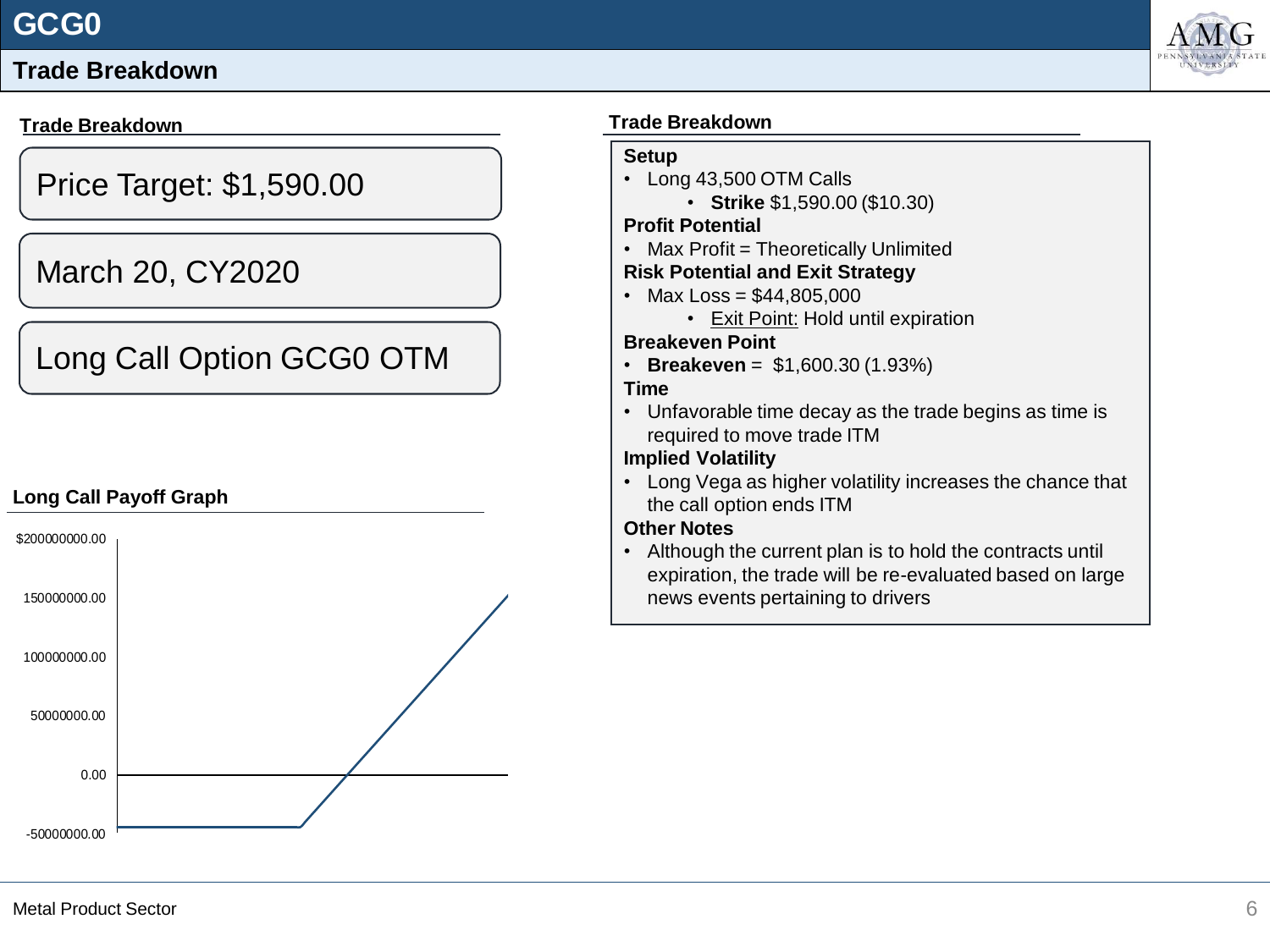# GCG0

## Trade Breakdown

### Trade Breakdown

Price Target: $1,590.00

March 20, CY2020

Long Call Option GCG0 OTM

### Long Call Payoff Graph

$200000000.00
150000000.00
100000000.00
50000000.00
0.00
-50000000.00

### Trade Breakdown

**Setup**

- Long 43,500 OTM Calls
  - **Strike** $1,590.00 ($10.30)

**Profit Potential**

- Max Profit = Theoretically Unlimited

**Risk Potential and Exit Strategy**

- Max Loss = $44,805,000
  - Exit Point: Hold until expiration

**Breakeven Point**

- **Breakeven** = $1,600.30 (1.93%)

**Time**

- Unfavorable time decay as the trade begins as time is required to move trade ITM

**Implied Volatility**

- Long Vega as higher volatility increases the chance that the call option ends ITM

**Other Notes**

- Although the current plan is to hold the contracts until expiration, the trade will be re-evaluated based on large news events pertaining to drivers

Metal Product Sector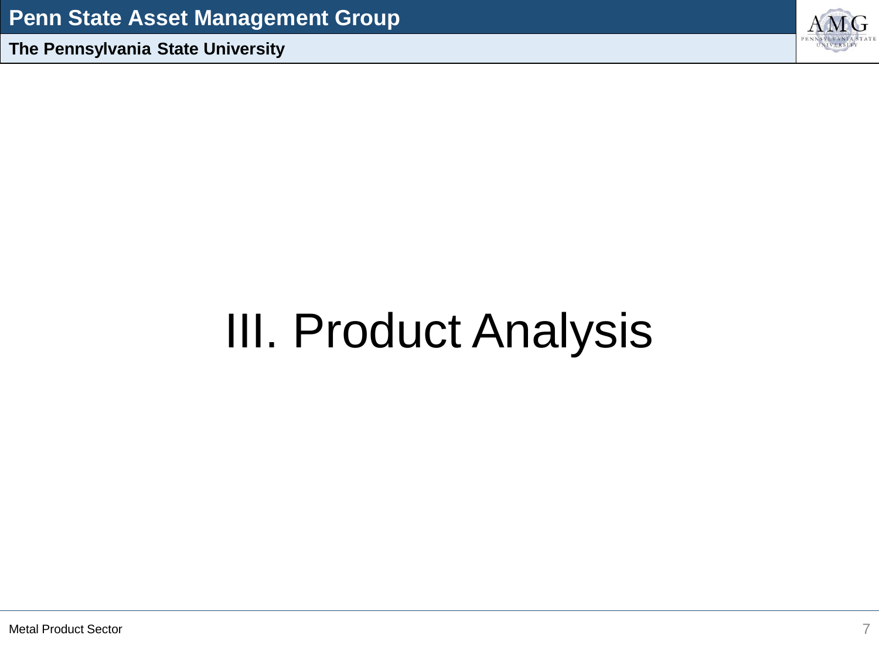# III. Product Analysis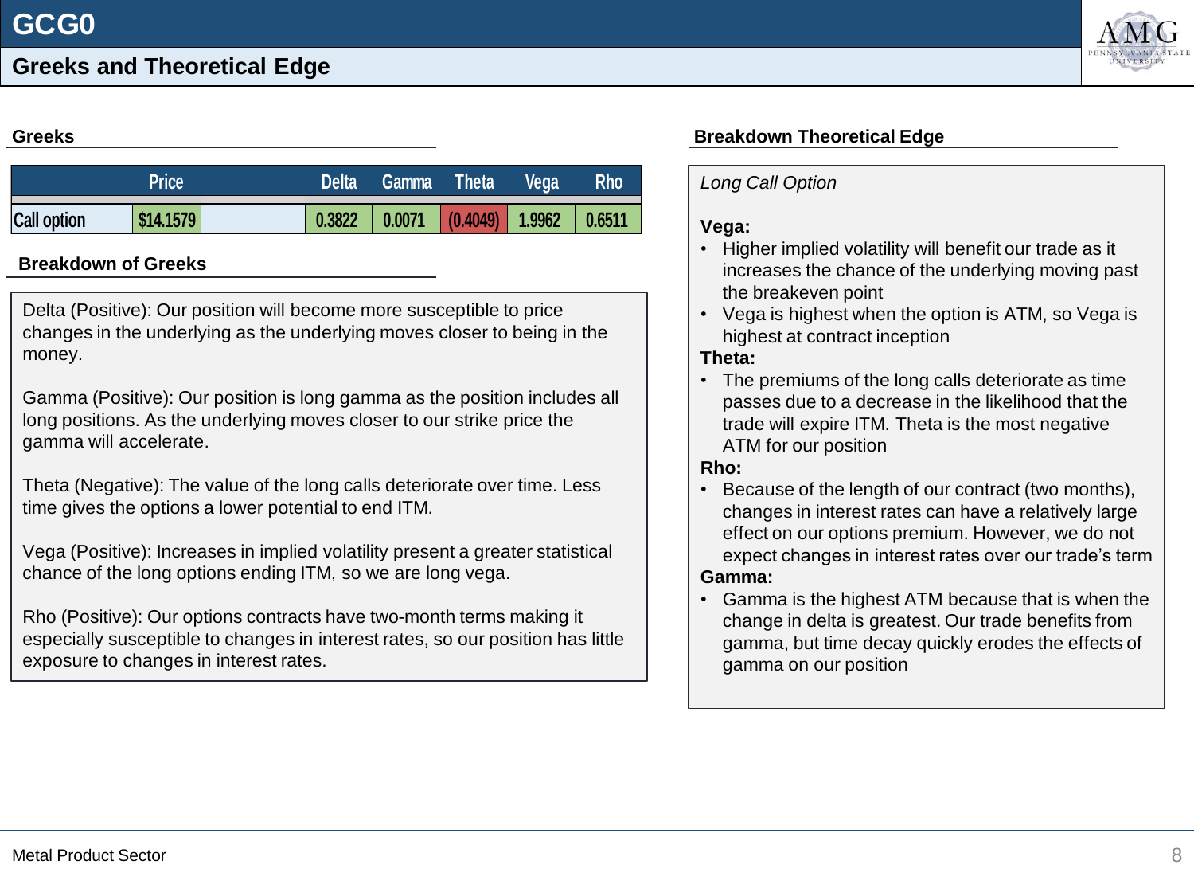# GCG0

## Greeks and Theoretical Edge

### Greeks

| | Price | | Delta | Gamma | Theta | Vega | Rho |
|---|---|---|---|---|---|---|---|
| Call option | $14.1579 | | 0.3822 | 0.0071 | (0.4049) | 1.9962 | 0.6511 |

### Breakdown of Greeks

Delta (Positive): Our position will become more susceptible to price changes in the underlying as the underlying moves closer to being in the money.

Gamma (Positive): Our position is long gamma as the position includes all long positions. As the underlying moves closer to our strike price the gamma will accelerate.

Theta (Negative): The value of the long calls deteriorate over time. Less time gives the options a lower potential to end ITM.

Vega (Positive): Increases in implied volatility present a greater statistical chance of the long options ending ITM, so we are long vega.

Rho (Positive): Our options contracts have two-month terms making it especially susceptible to changes in interest rates, so our position has little exposure to changes in interest rates.

### Breakdown Theoretical Edge

*Long Call Option*

**Vega:**

- Higher implied volatility will benefit our trade as it increases the chance of the underlying moving past the breakeven point
- Vega is highest when the option is ATM, so Vega is highest at contract inception

**Theta:**

- The premiums of the long calls deteriorate as time passes due to a decrease in the likelihood that the trade will expire ITM. Theta is the most negative ATM for our position

**Rho:**

- Because of the length of our contract (two months), changes in interest rates can have a relatively large effect on our options premium. However, we do not expect changes in interest rates over our trade's term

**Gamma:**

- Gamma is the highest ATM because that is when the change in delta is greatest. Our trade benefits from gamma, but time decay quickly erodes the effects of gamma on our position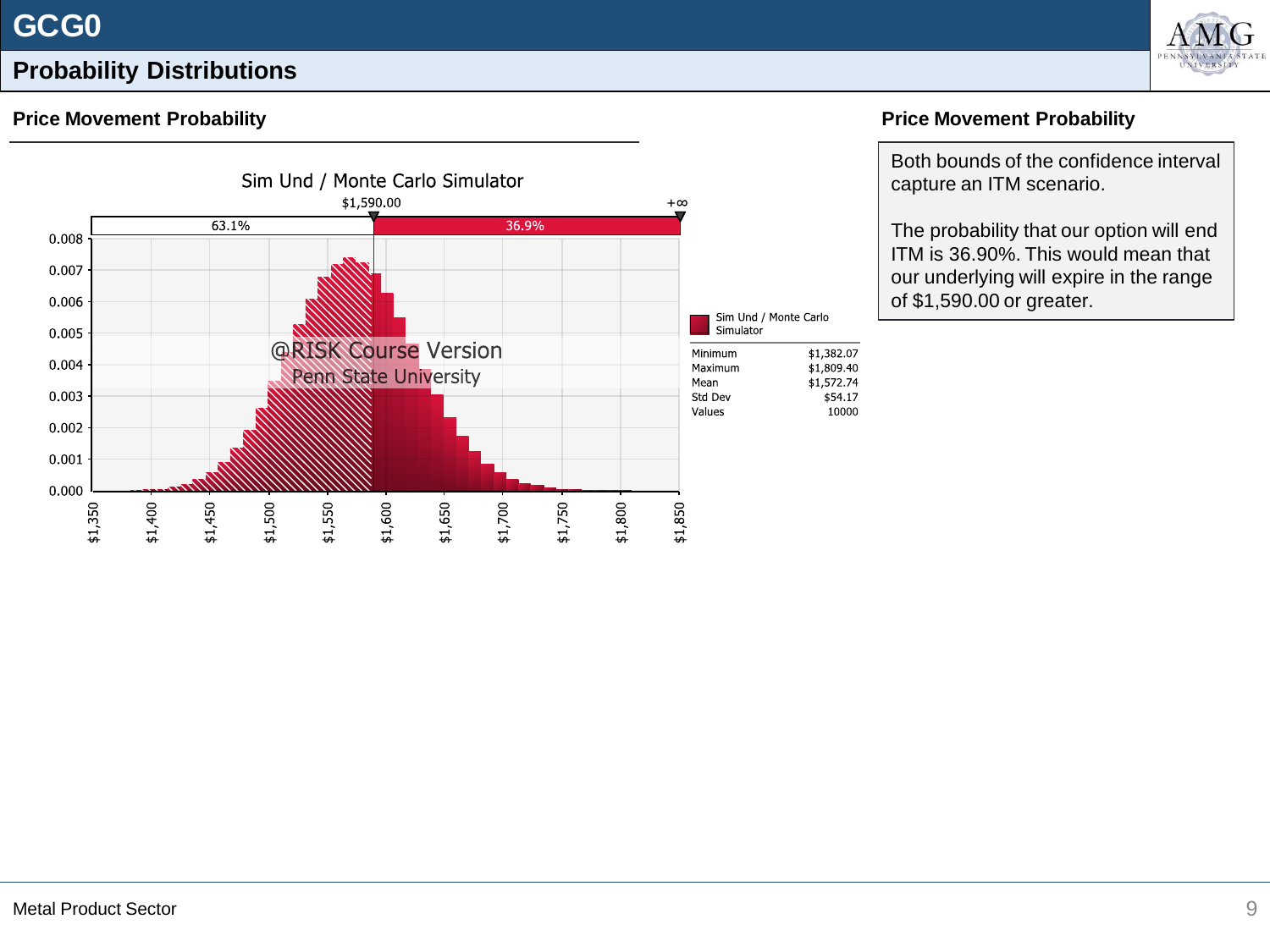# GCG0

## Probability Distributions

### Price Movement Probability

Sim Und / Monte Carlo Simulator

$1,590.00 | +∞

63.1% | 36.9%

@RISK Course Version
Penn State University

| Sim Und / Monte Carlo Simulator | |
|---|---|
| Minimum | $1,382.07 |
| Maximum | $1,809.40 |
| Mean | $1,572.74 |
| Std Dev | $54.17 |
| Values | 10000 |

### Price Movement Probability

Both bounds of the confidence interval capture an ITM scenario.

The probability that our option will end ITM is 36.90%. This would mean that our underlying will expire in the range of $1,590.00 or greater.

Metal Product Sector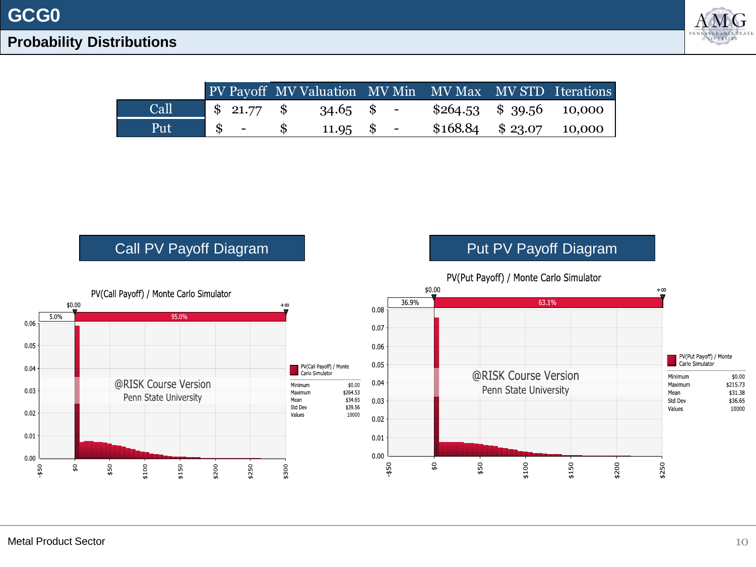# GCG0

## Probability Distributions

| | PV Payoff | MV Valuation | MV Min | MV Max | MV STD | Iterations |
|---|---|---|---|---|---|---|
| Call | $ 21.77 | $ 34.65 | $ - | $264.53 | $ 39.56 | 10,000 |
| Put | $ - | $ 11.95 | $ - | $168.84 | $ 23.07 | 10,000 |

### Call PV Payoff Diagram

PV(Call Payoff) / Monte Carlo Simulator

| PV(Call Payoff) / Monte Carlo Simulator | |
|---|---|
| Minimum | $0.00 |
| Maximum | $264.53 |
| Mean | $34.65 |
| Std Dev | $39.56 |
| Values | 10000 |

### Put PV Payoff Diagram

PV(Put Payoff) / Monte Carlo Simulator

| PV(Put Payoff) / Monte Carlo Simulator | |
|---|---|
| Minimum | $0.00 |
| Maximum | $215.73 |
| Mean | $31.38 |
| Std Dev | $36.65 |
| Values | 10000 |

Metal Product Sector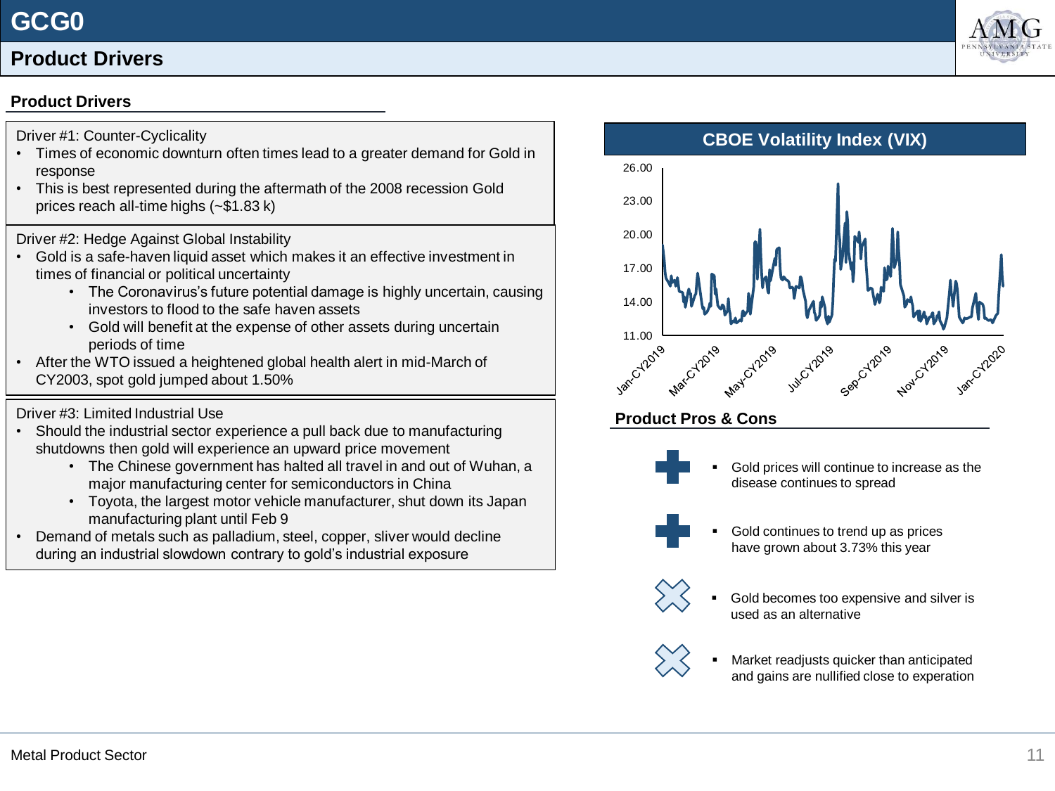# GCG0

## Product Drivers

### Product Drivers

Driver #1: Counter-Cyclicality

- Times of economic downturn often times lead to a greater demand for Gold in response
- This is best represented during the aftermath of the 2008 recession Gold prices reach all-time highs (~$1.83 k)

Driver #2: Hedge Against Global Instability

- Gold is a safe-haven liquid asset which makes it an effective investment in times of financial or political uncertainty
  - The Coronavirus's future potential damage is highly uncertain, causing investors to flood to the safe haven assets
  - Gold will benefit at the expense of other assets during uncertain periods of time
- After the WTO issued a heightened global health alert in mid-March of CY2003, spot gold jumped about 1.50%

Driver #3: Limited Industrial Use

- Should the industrial sector experience a pull back due to manufacturing shutdowns then gold will experience an upward price movement
  - The Chinese government has halted all travel in and out of Wuhan, a major manufacturing center for semiconductors in China
  - Toyota, the largest motor vehicle manufacturer, shut down its Japan manufacturing plant until Feb 9
- Demand of metals such as palladium, steel, copper, sliver would decline during an industrial slowdown contrary to gold's industrial exposure

### CBOE Volatility Index (VIX)

### Product Pros & Cons

- (+) Gold prices will continue to increase as the disease continues to spread
- (+) Gold continues to trend up as prices have grown about 3.73% this year
- (×) Gold becomes too expensive and silver is used as an alternative
- (×) Market readjusts quicker than anticipated and gains are nullified close to experation

Metal Product Sector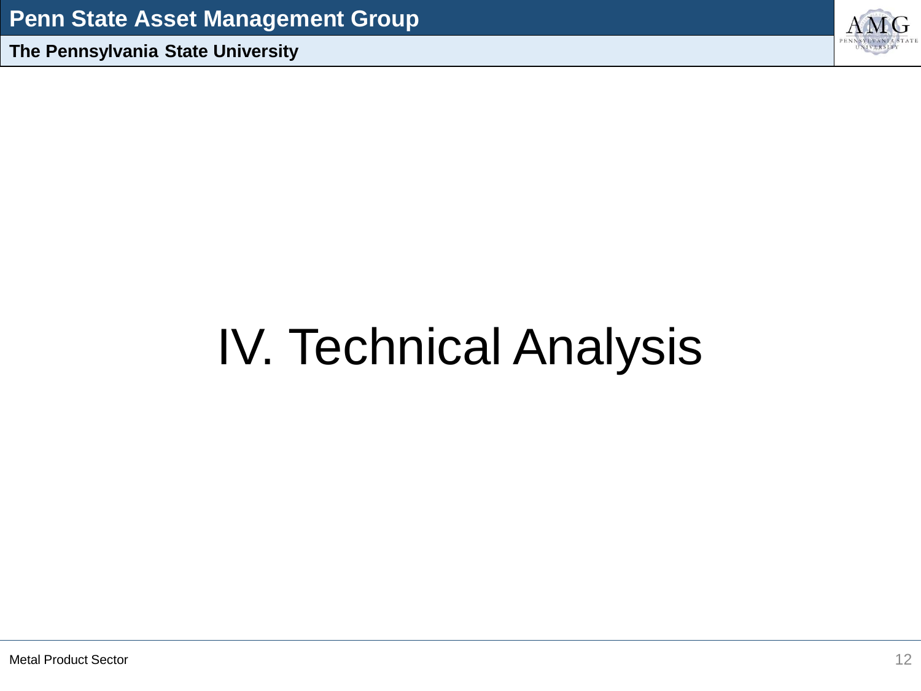# IV. Technical Analysis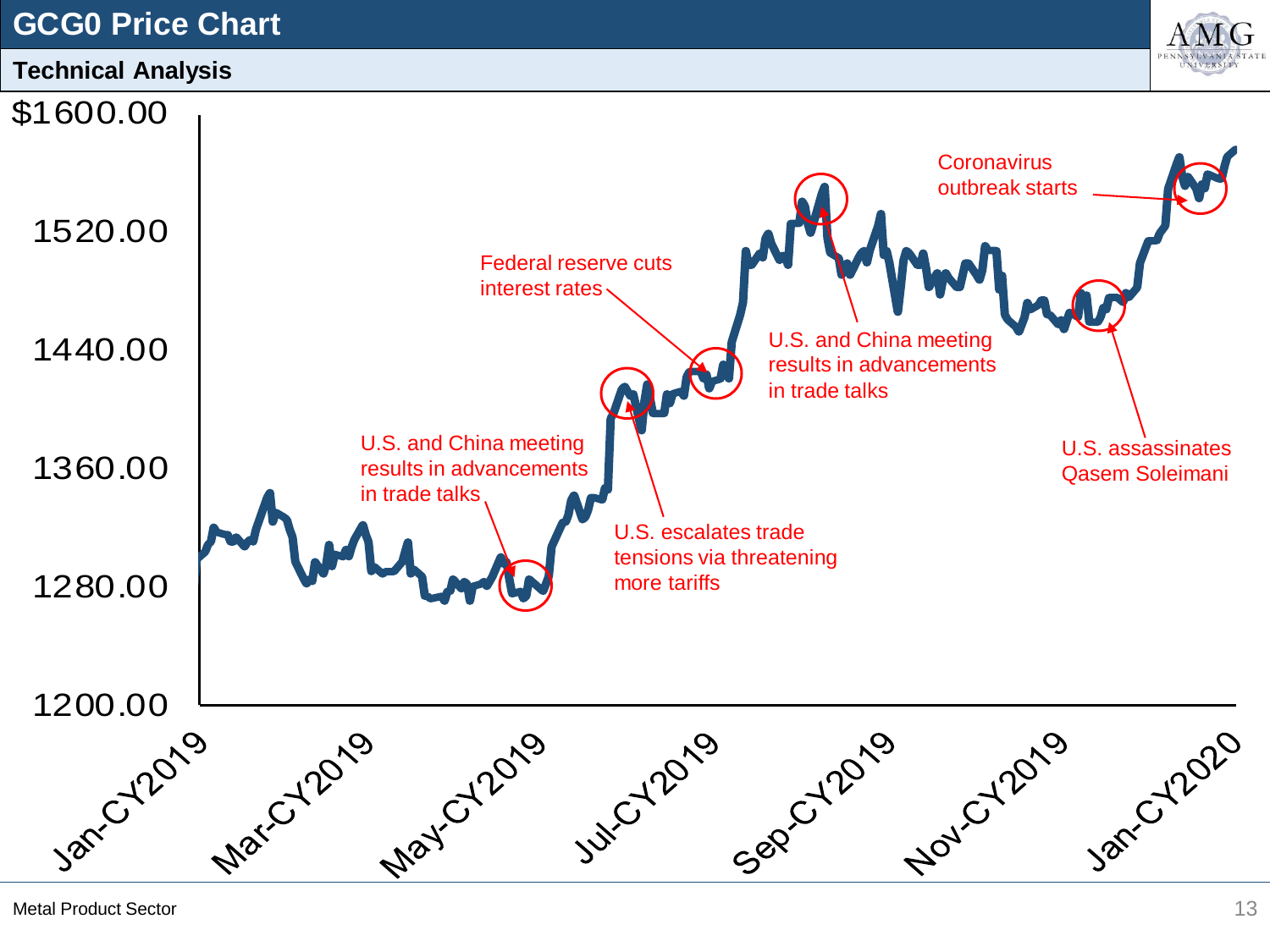# GCG0 Price Chart

## Technical Analysis

$1600.00

1520.00

1440.00

1360.00

1280.00

1200.00

Jan-CY2019, Mar-CY2019, May-CY2019, Jul-CY2019, Sep-CY2019, Nov-CY2019, Jan-CY2020

U.S. and China meeting results in advancements in trade talks

Federal reserve cuts interest rates

U.S. escalates trade tensions via threatening more tariffs

U.S. and China meeting results in advancements in trade talks

Coronavirus outbreak starts

U.S. assassinates Qasem Soleimani

Metal Product Sector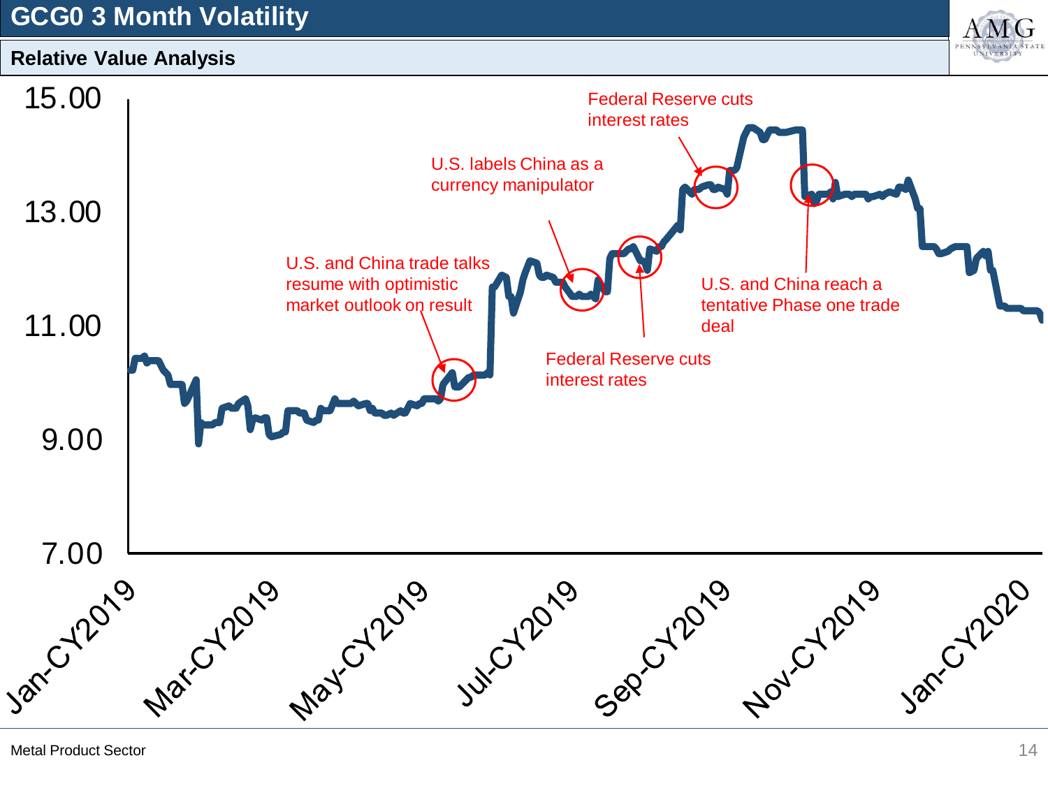# GCG0 3 Month Volatility

## Relative Value Analysis

U.S. and China trade talks resume with optimistic market outlook on result

U.S. labels China as a currency manipulator

Federal Reserve cuts interest rates

Federal Reserve cuts interest rates

U.S. and China reach a tentative Phase one trade deal

15.00

13.00

11.00

9.00

7.00

Jan-CY2019 Mar-CY2019 May-CY2019 Jul-CY2019 Sep-CY2019 Nov-CY2019 Jan-CY2020

Metal Product Sector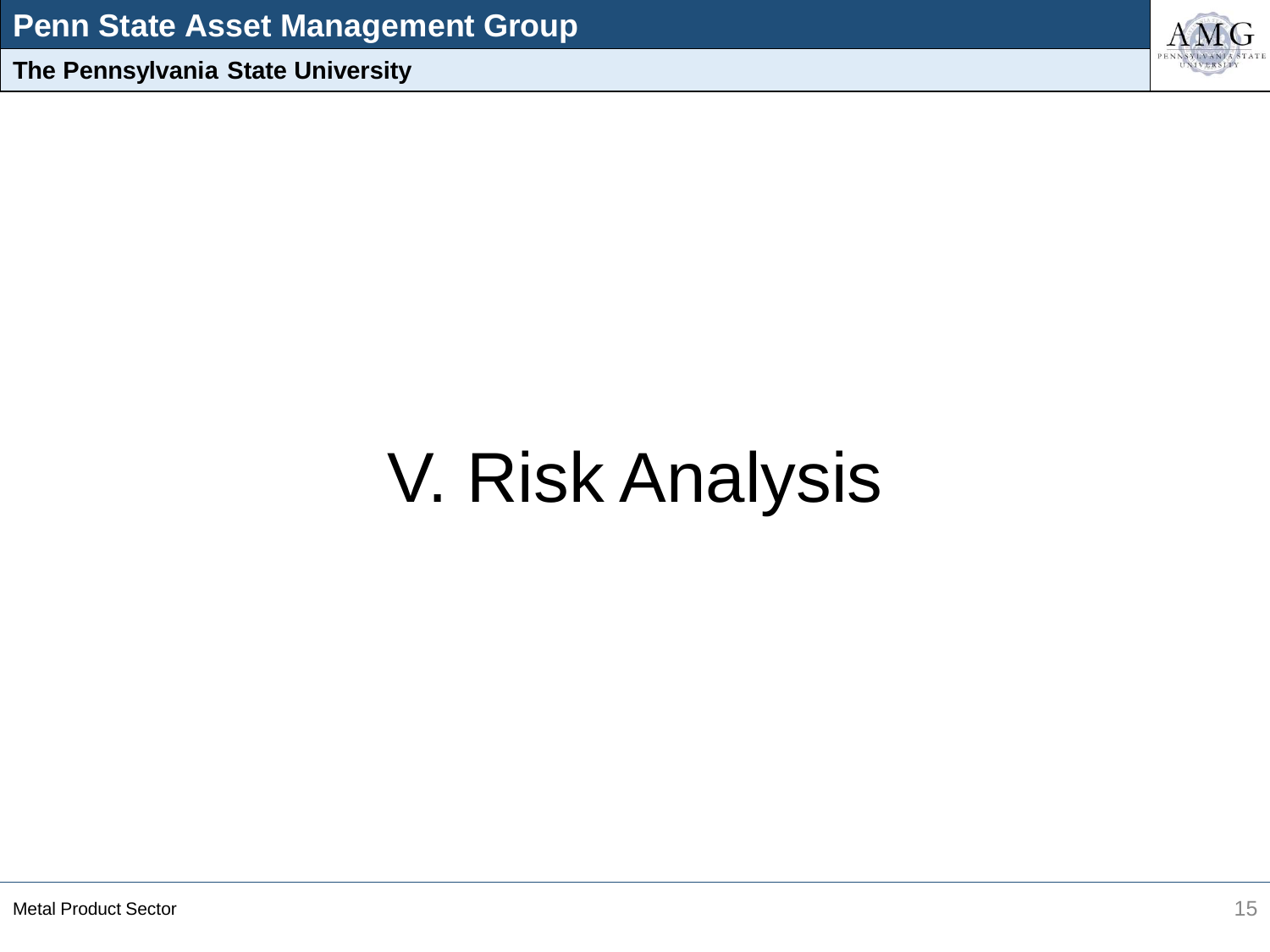# V. Risk Analysis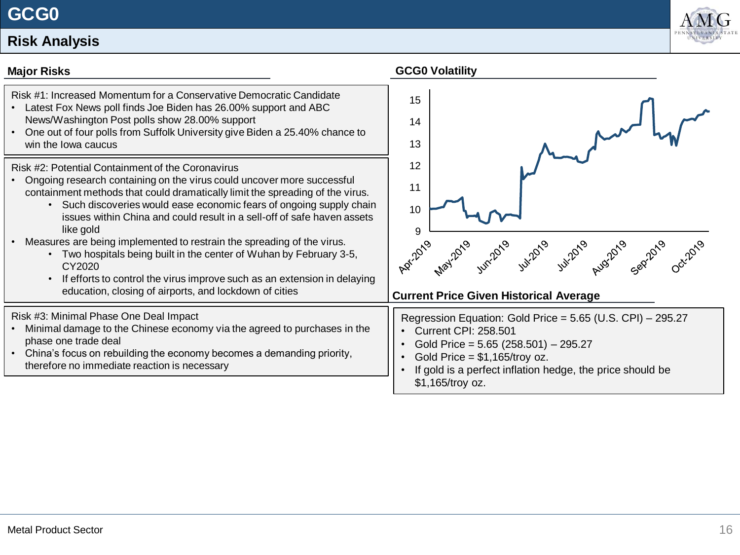# GCG0

## Risk Analysis

### Major Risks

Risk #1: Increased Momentum for a Conservative Democratic Candidate

- Latest Fox News poll finds Joe Biden has 26.00% support and ABC News/Washington Post polls show 28.00% support
- One out of four polls from Suffolk University give Biden a 25.40% chance to win the Iowa caucus

Risk #2: Potential Containment of the Coronavirus

- Ongoing research containing on the virus could uncover more successful containment methods that could dramatically limit the spreading of the virus.
  - Such discoveries would ease economic fears of ongoing supply chain issues within China and could result in a sell-off of safe haven assets like gold
- Measures are being implemented to restrain the spreading of the virus.
  - Two hospitals being built in the center of Wuhan by February 3-5, CY2020
  - If efforts to control the virus improve such as an extension in delaying education, closing of airports, and lockdown of cities

Risk #3: Minimal Phase One Deal Impact

- Minimal damage to the Chinese economy via the agreed to purchases in the phase one trade deal
- China's focus on rebuilding the economy becomes a demanding priority, therefore no immediate reaction is necessary

### GCG0 Volatility

### Current Price Given Historical Average

Regression Equation: Gold Price = 5.65 (U.S. CPI) – 295.27

- Current CPI: 258.501
- Gold Price = 5.65 (258.501) – 295.27
- Gold Price = $1,165/troy oz.
- If gold is a perfect inflation hedge, the price should be $1,165/troy oz.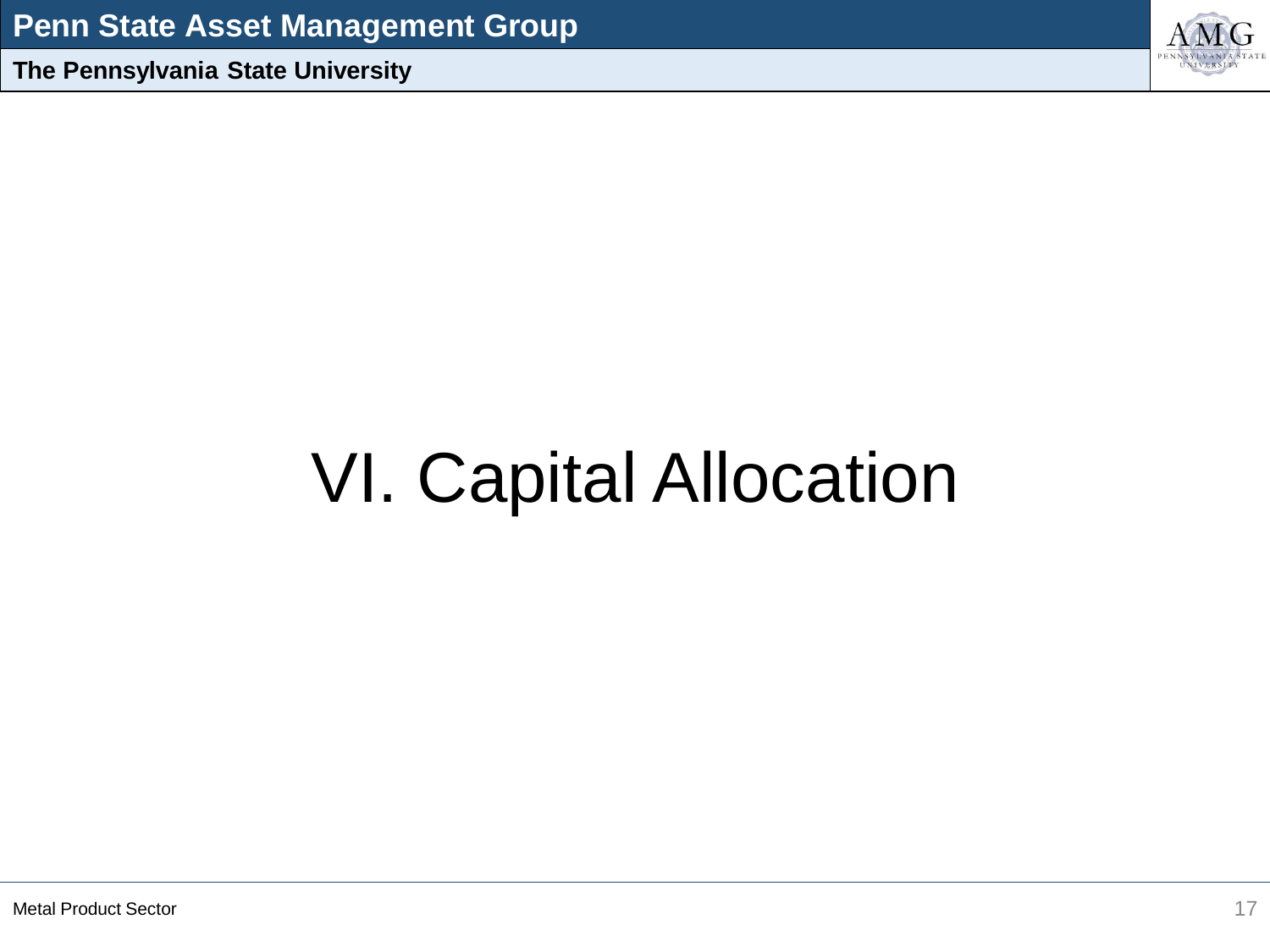# VI. Capital Allocation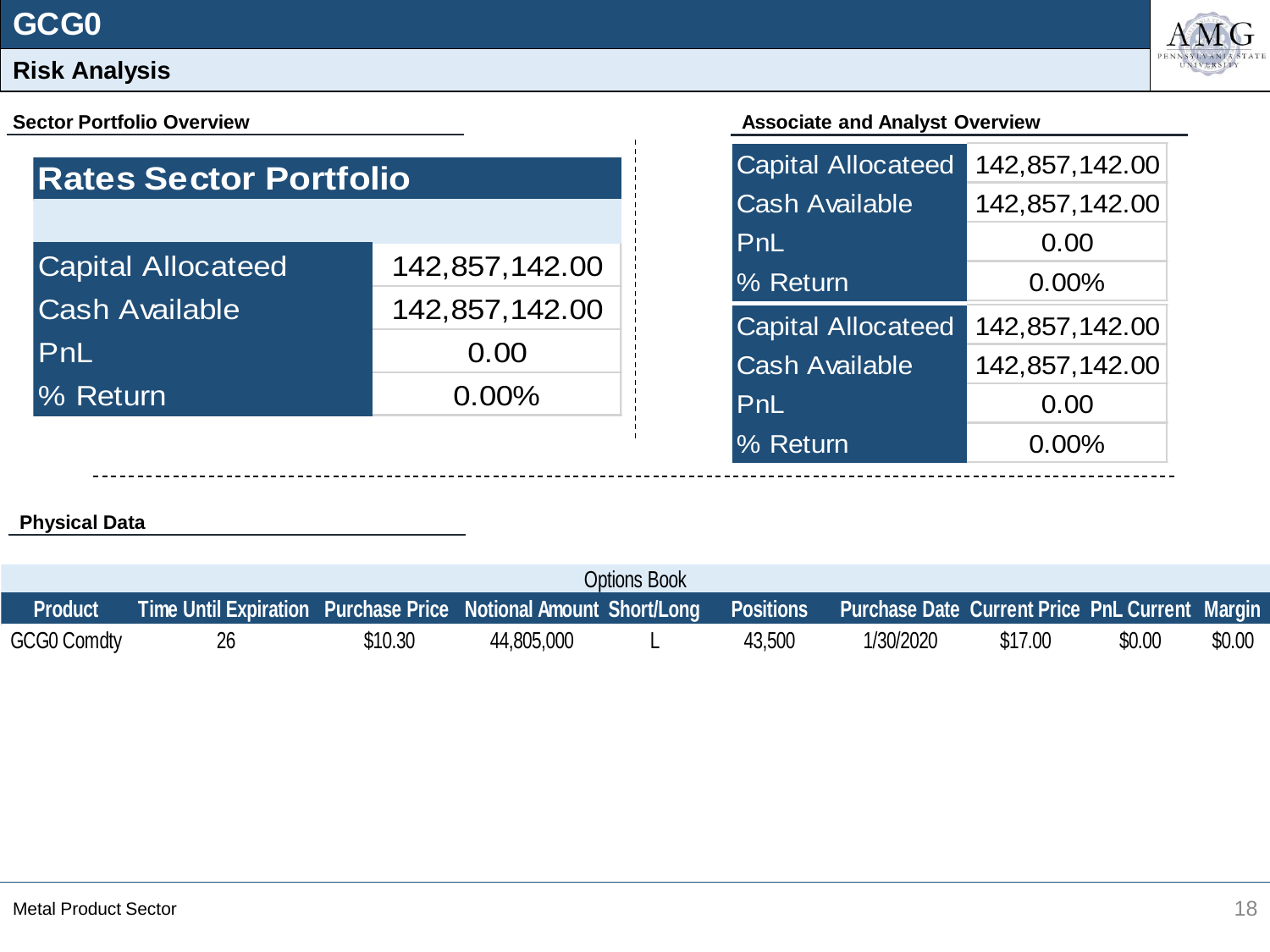# GCG0

## Risk Analysis

### Sector Portfolio Overview

| Rates Sector Portfolio | |
|---|---|
| Capital Allocateed | 142,857,142.00 |
| Cash Available | 142,857,142.00 |
| PnL | 0.00 |
| % Return | 0.00% |

### Associate and Analyst Overview

| | |
|---|---|
| Capital Allocateed | 142,857,142.00 |
| Cash Available | 142,857,142.00 |
| PnL | 0.00 |
| % Return | 0.00% |

| | |
|---|---|
| Capital Allocateed | 142,857,142.00 |
| Cash Available | 142,857,142.00 |
| PnL | 0.00 |
| % Return | 0.00% |

### Physical Data

Options Book

| Product | Time Until Expiration | Purchase Price | Notional Amount | Short/Long | Positions | Purchase Date | Current Price | PnL Current | Margin |
|---|---|---|---|---|---|---|---|---|---|
| GCG0 Comdty | 26 | $10.30 | 44,805,000 | L | 43,500 | 1/30/2020 | $17.00 | $0.00 | $0.00 |

Metal Product Sector